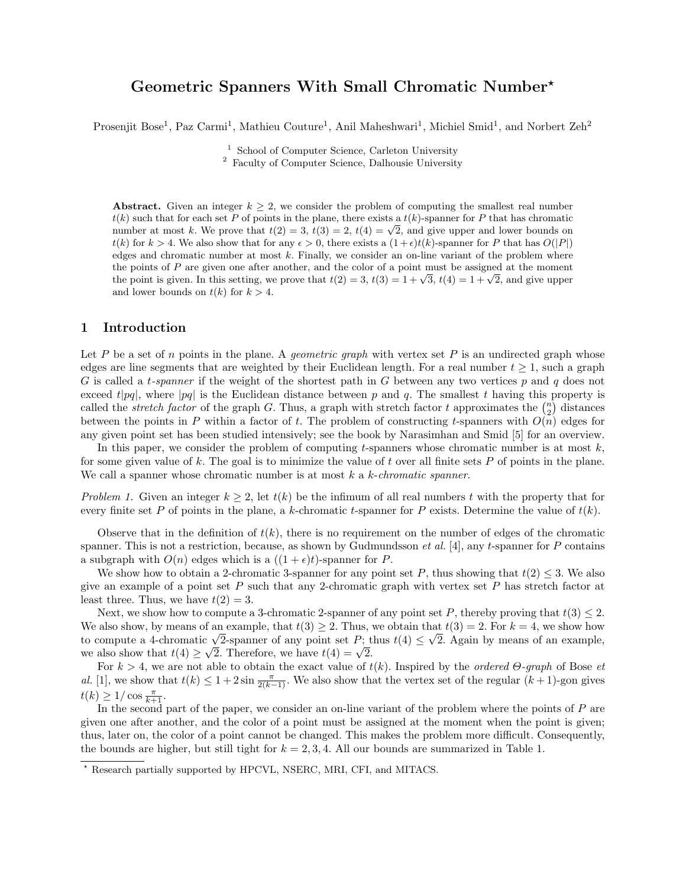# Geometric Spanners With Small Chromatic Number*

Prosenjit Bose[1], Paz Carmi[1], Mathieu Couture[1], Anil Maheshwari[1], Michiel Smid[1], and Norbert Zeh[2]

[1] School of Computer Science, Carleton University
[2] Faculty of Computer Science, Dalhousie University

**Abstract.** Given an integer $k \geq 2$, we consider the problem of computing the smallest real number $t(k)$ such that for each set $P$ of points in the plane, there exists a $t(k)$-spanner for $P$ that has chromatic number at most $k$. We prove that $t(2) = 3$, $t(3) = 2$, $t(4) = \sqrt{2}$, and give upper and lower bounds on $t(k)$ for $k > 4$. We also show that for any $\epsilon > 0$, there exists a $(1+\epsilon)t(k)$-spanner for $P$ that has $O(|P|)$ edges and chromatic number at most $k$. Finally, we consider an on-line variant of the problem where the points of $P$ are given one after another, and the color of a point must be assigned at the moment the point is given. In this setting, we prove that $t(2) = 3$, $t(3) = 1 + \sqrt{3}$, $t(4) = 1 + \sqrt{2}$, and give upper and lower bounds on $t(k)$ for $k > 4$.

## 1 Introduction

Let $P$ be a set of $n$ points in the plane. A *geometric graph* with vertex set $P$ is an undirected graph whose edges are line segments that are weighted by their Euclidean length. For a real number $t \geq 1$, such a graph $G$ is called a *t-spanner* if the weight of the shortest path in $G$ between any two vertices $p$ and $q$ does not exceed $t|pq|$, where $|pq|$ is the Euclidean distance between $p$ and $q$. The smallest $t$ having this property is called the *stretch factor* of the graph $G$. Thus, a graph with stretch factor $t$ approximates the $\binom{n}{2}$ distances between the points in $P$ within a factor of $t$. The problem of constructing $t$-spanners with $O(n)$ edges for any given point set has been studied intensively; see the book by Narasimhan and Smid [5] for an overview.

In this paper, we consider the problem of computing $t$-spanners whose chromatic number is at most $k$, for some given value of $k$. The goal is to minimize the value of $t$ over all finite sets $P$ of points in the plane. We call a spanner whose chromatic number is at most $k$ a *k-chromatic spanner*.

*Problem 1.* Given an integer $k \geq 2$, let $t(k)$ be the infimum of all real numbers $t$ with the property that for every finite set $P$ of points in the plane, a $k$-chromatic $t$-spanner for $P$ exists. Determine the value of $t(k)$.

Observe that in the definition of $t(k)$, there is no requirement on the number of edges of the chromatic spanner. This is not a restriction, because, as shown by Gudmundsson *et al.* [4], any $t$-spanner for $P$ contains a subgraph with $O(n)$ edges which is a $((1+\epsilon)t)$-spanner for $P$.

We show how to obtain a 2-chromatic 3-spanner for any point set $P$, thus showing that $t(2) \leq 3$. We also give an example of a point set $P$ such that any 2-chromatic graph with vertex set $P$ has stretch factor at least three. Thus, we have $t(2) = 3$.

Next, we show how to compute a 3-chromatic 2-spanner of any point set $P$, thereby proving that $t(3) \leq 2$. We also show, by means of an example, that $t(3) \geq 2$. Thus, we obtain that $t(3) = 2$. For $k = 4$, we show how to compute a 4-chromatic $\sqrt{2}$-spanner of any point set $P$; thus $t(4) \leq \sqrt{2}$. Again by means of an example, we also show that $t(4) \geq \sqrt{2}$. Therefore, we have $t(4) = \sqrt{2}$.

For $k > 4$, we are not able to obtain the exact value of $t(k)$. Inspired by the *ordered Θ-graph* of Bose *et al.* [1], we show that $t(k) \leq 1 + 2\sin\frac{\pi}{2(k-1)}$. We also show that the vertex set of the regular $(k+1)$-gon gives $t(k) \geq 1/\cos\frac{\pi}{k+1}$.

In the second part of the paper, we consider an on-line variant of the problem where the points of $P$ are given one after another, and the color of a point must be assigned at the moment when the point is given; thus, later on, the color of a point cannot be changed. This makes the problem more difficult. Consequently, the bounds are higher, but still tight for $k = 2, 3, 4$. All our bounds are summarized in Table 1.

* Research partially supported by HPCVL, NSERC, MRI, CFI, and MITACS.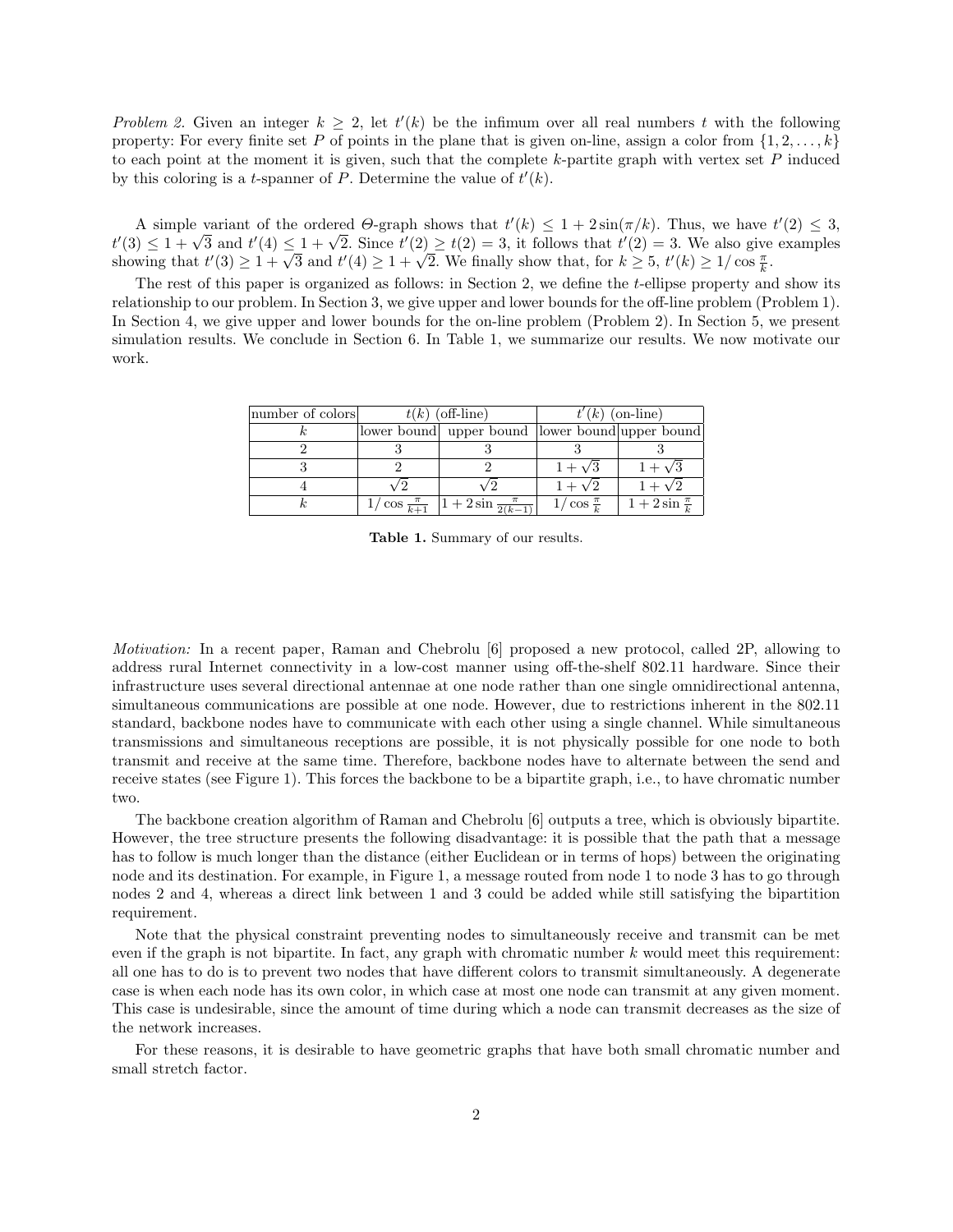*Problem 2.* Given an integer $k \geq 2$, let $t'(k)$ be the infimum over all real numbers $t$ with the following property: For every finite set $P$ of points in the plane that is given on-line, assign a color from $\{1, 2, \ldots, k\}$ to each point at the moment it is given, such that the complete $k$-partite graph with vertex set $P$ induced by this coloring is a $t$-spanner of $P$. Determine the value of $t'(k)$.

A simple variant of the ordered $\Theta$-graph shows that $t'(k) \leq 1 + 2\sin(\pi/k)$. Thus, we have $t'(2) \leq 3$, $t'(3) \leq 1 + \sqrt{3}$ and $t'(4) \leq 1 + \sqrt{2}$. Since $t'(2) \geq t(2) = 3$, it follows that $t'(2) = 3$. We also give examples showing that $t'(3) \geq 1 + \sqrt{3}$ and $t'(4) \geq 1 + \sqrt{2}$. We finally show that, for $k \geq 5$, $t'(k) \geq 1/\cos\frac{\pi}{k}$.

The rest of this paper is organized as follows: in Section 2, we define the $t$-ellipse property and show its relationship to our problem. In Section 3, we give upper and lower bounds for the off-line problem (Problem 1). In Section 4, we give upper and lower bounds for the on-line problem (Problem 2). In Section 5, we present simulation results. We conclude in Section 6. In Table 1, we summarize our results. We now motivate our work.

| number of colors | $t(k)$ (off-line) | | $t'(k)$ (on-line) | |
|---|---|---|---|---|
| $k$ | lower bound | upper bound | lower bound | upper bound |
| 2 | 3 | 3 | 3 | 3 |
| 3 | 2 | 2 | $1+\sqrt{3}$ | $1+\sqrt{3}$ |
| 4 | $\sqrt{2}$ | $\sqrt{2}$ | $1+\sqrt{2}$ | $1+\sqrt{2}$ |
| $k$ | $1/\cos\frac{\pi}{k+1}$ | $1+2\sin\frac{\pi}{2(k-1)}$ | $1/\cos\frac{\pi}{k}$ | $1+2\sin\frac{\pi}{k}$ |

**Table 1.** Summary of our results.

*Motivation:* In a recent paper, Raman and Chebrolu [6] proposed a new protocol, called 2P, allowing to address rural Internet connectivity in a low-cost manner using off-the-shelf 802.11 hardware. Since their infrastructure uses several directional antennae at one node rather than one single omnidirectional antenna, simultaneous communications are possible at one node. However, due to restrictions inherent in the 802.11 standard, backbone nodes have to communicate with each other using a single channel. While simultaneous transmissions and simultaneous receptions are possible, it is not physically possible for one node to both transmit and receive at the same time. Therefore, backbone nodes have to alternate between the send and receive states (see Figure 1). This forces the backbone to be a bipartite graph, i.e., to have chromatic number two.

The backbone creation algorithm of Raman and Chebrolu [6] outputs a tree, which is obviously bipartite. However, the tree structure presents the following disadvantage: it is possible that the path that a message has to follow is much longer than the distance (either Euclidean or in terms of hops) between the originating node and its destination. For example, in Figure 1, a message routed from node 1 to node 3 has to go through nodes 2 and 4, whereas a direct link between 1 and 3 could be added while still satisfying the bipartition requirement.

Note that the physical constraint preventing nodes to simultaneously receive and transmit can be met even if the graph is not bipartite. In fact, any graph with chromatic number $k$ would meet this requirement: all one has to do is to prevent two nodes that have different colors to transmit simultaneously. A degenerate case is when each node has its own color, in which case at most one node can transmit at any given moment. This case is undesirable, since the amount of time during which a node can transmit decreases as the size of the network increases.

For these reasons, it is desirable to have geometric graphs that have both small chromatic number and small stretch factor.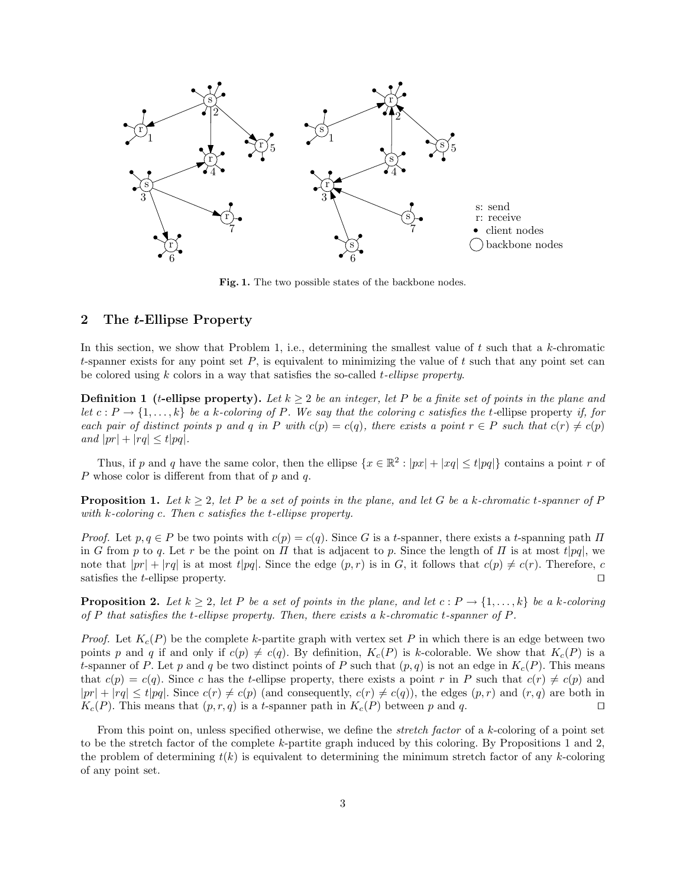Fig. 1. The two possible states of the backbone nodes.

## 2 The *t*-Ellipse Property

In this section, we show that Problem 1, i.e., determining the smallest value of $t$ such that a $k$-chromatic $t$-spanner exists for any point set $P$, is equivalent to minimizing the value of $t$ such that any point set can be colored using $k$ colors in a way that satisfies the so-called *t-ellipse property*.

**Definition 1 ($t$-ellipse property).** *Let $k \geq 2$ be an integer, let $P$ be a finite set of points in the plane and let $c : P \rightarrow \{1, \ldots, k\}$ be a $k$-coloring of $P$. We say that the coloring $c$ satisfies the $t$-*ellipse property *if, for each pair of distinct points $p$ and $q$ in $P$ with $c(p) = c(q)$, there exists a point $r \in P$ such that $c(r) \neq c(p)$ and $|pr| + |rq| \leq t|pq|$.*

Thus, if $p$ and $q$ have the same color, then the ellipse $\{x \in \mathbb{R}^2 : |px| + |xq| \leq t|pq|\}$ contains a point $r$ of $P$ whose color is different from that of $p$ and $q$.

**Proposition 1.** *Let $k \geq 2$, let $P$ be a set of points in the plane, and let $G$ be a $k$-chromatic $t$-spanner of $P$ with $k$-coloring $c$. Then $c$ satisfies the $t$-ellipse property.*

*Proof.* Let $p, q \in P$ be two points with $c(p) = c(q)$. Since $G$ is a $t$-spanner, there exists a $t$-spanning path $\Pi$ in $G$ from $p$ to $q$. Let $r$ be the point on $\Pi$ that is adjacent to $p$. Since the length of $\Pi$ is at most $t|pq|$, we note that $|pr| + |rq|$ is at most $t|pq|$. Since the edge $(p, r)$ is in $G$, it follows that $c(p) \neq c(r)$. Therefore, $c$ satisfies the $t$-ellipse property. ⊓⊔

**Proposition 2.** *Let $k \geq 2$, let $P$ be a set of points in the plane, and let $c : P \rightarrow \{1, \ldots, k\}$ be a $k$-coloring of $P$ that satisfies the $t$-ellipse property. Then, there exists a $k$-chromatic $t$-spanner of $P$.*

*Proof.* Let $K_c(P)$ be the complete $k$-partite graph with vertex set $P$ in which there is an edge between two points $p$ and $q$ if and only if $c(p) \neq c(q)$. By definition, $K_c(P)$ is $k$-colorable. We show that $K_c(P)$ is a $t$-spanner of $P$. Let $p$ and $q$ be two distinct points of $P$ such that $(p, q)$ is not an edge in $K_c(P)$. This means that $c(p) = c(q)$. Since $c$ has the $t$-ellipse property, there exists a point $r$ in $P$ such that $c(r) \neq c(p)$ and $|pr| + |rq| \leq t|pq|$. Since $c(r) \neq c(p)$ (and consequently, $c(r) \neq c(q)$), the edges $(p, r)$ and $(r, q)$ are both in $K_c(P)$. This means that $(p, r, q)$ is a $t$-spanner path in $K_c(P)$ between $p$ and $q$. ⊓⊔

From this point on, unless specified otherwise, we define the *stretch factor* of a $k$-coloring of a point set to be the stretch factor of the complete $k$-partite graph induced by this coloring. By Propositions 1 and 2, the problem of determining $t(k)$ is equivalent to determining the minimum stretch factor of any $k$-coloring of any point set.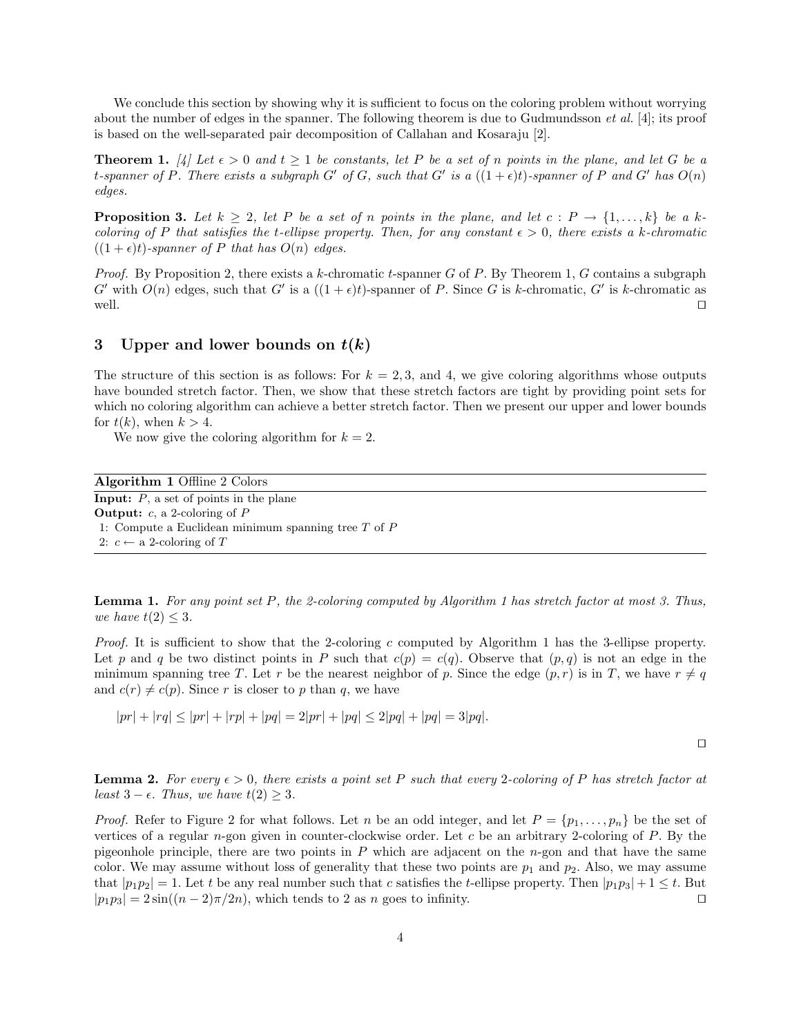We conclude this section by showing why it is sufficient to focus on the coloring problem without worrying about the number of edges in the spanner. The following theorem is due to Gudmundsson *et al.* [4]; its proof is based on the well-separated pair decomposition of Callahan and Kosaraju [2].

**Theorem 1.** *[4] Let $\epsilon > 0$ and $t \geq 1$ be constants, let $P$ be a set of $n$ points in the plane, and let $G$ be a $t$-spanner of $P$. There exists a subgraph $G'$ of $G$, such that $G'$ is a $((1+\epsilon)t)$-spanner of $P$ and $G'$ has $O(n)$ edges.*

**Proposition 3.** *Let $k \geq 2$, let $P$ be a set of $n$ points in the plane, and let $c : P \to \{1, \ldots, k\}$ be a $k$-coloring of $P$ that satisfies the $t$-ellipse property. Then, for any constant $\epsilon > 0$, there exists a $k$-chromatic $((1+\epsilon)t)$-spanner of $P$ that has $O(n)$ edges.*

*Proof.* By Proposition 2, there exists a $k$-chromatic $t$-spanner $G$ of $P$. By Theorem 1, $G$ contains a subgraph $G'$ with $O(n)$ edges, such that $G'$ is a $((1+\epsilon)t)$-spanner of $P$. Since $G$ is $k$-chromatic, $G'$ is $k$-chromatic as well. □

## 3 Upper and lower bounds on $t(k)$

The structure of this section is as follows: For $k = 2, 3$, and 4, we give coloring algorithms whose outputs have bounded stretch factor. Then, we show that these stretch factors are tight by providing point sets for which no coloring algorithm can achieve a better stretch factor. Then we present our upper and lower bounds for $t(k)$, when $k > 4$.

We now give the coloring algorithm for $k = 2$.

**Algorithm 1** Offline 2 Colors

**Input:** $P$, a set of points in the plane
**Output:** $c$, a 2-coloring of $P$
1: Compute a Euclidean minimum spanning tree $T$ of $P$
2: $c \leftarrow$ a 2-coloring of $T$

**Lemma 1.** *For any point set $P$, the 2-coloring computed by Algorithm 1 has stretch factor at most 3. Thus, we have $t(2) \leq 3$.*

*Proof.* It is sufficient to show that the 2-coloring $c$ computed by Algorithm 1 has the 3-ellipse property. Let $p$ and $q$ be two distinct points in $P$ such that $c(p) = c(q)$. Observe that $(p, q)$ is not an edge in the minimum spanning tree $T$. Let $r$ be the nearest neighbor of $p$. Since the edge $(p, r)$ is in $T$, we have $r \neq q$ and $c(r) \neq c(p)$. Since $r$ is closer to $p$ than $q$, we have

$$|pr| + |rq| \leq |pr| + |rp| + |pq| = 2|pr| + |pq| \leq 2|pq| + |pq| = 3|pq|.$$

□

**Lemma 2.** *For every $\epsilon > 0$, there exists a point set $P$ such that every 2-coloring of $P$ has stretch factor at least $3 - \epsilon$. Thus, we have $t(2) \geq 3$.*

*Proof.* Refer to Figure 2 for what follows. Let $n$ be an odd integer, and let $P = \{p_1, \ldots, p_n\}$ be the set of vertices of a regular $n$-gon given in counter-clockwise order. Let $c$ be an arbitrary 2-coloring of $P$. By the pigeonhole principle, there are two points in $P$ which are adjacent on the $n$-gon and that have the same color. We may assume without loss of generality that these two points are $p_1$ and $p_2$. Also, we may assume that $|p_1p_2| = 1$. Let $t$ be any real number such that $c$ satisfies the $t$-ellipse property. Then $|p_1p_3| + 1 \leq t$. But $|p_1p_3| = 2\sin((n-2)\pi/2n)$, which tends to 2 as $n$ goes to infinity. □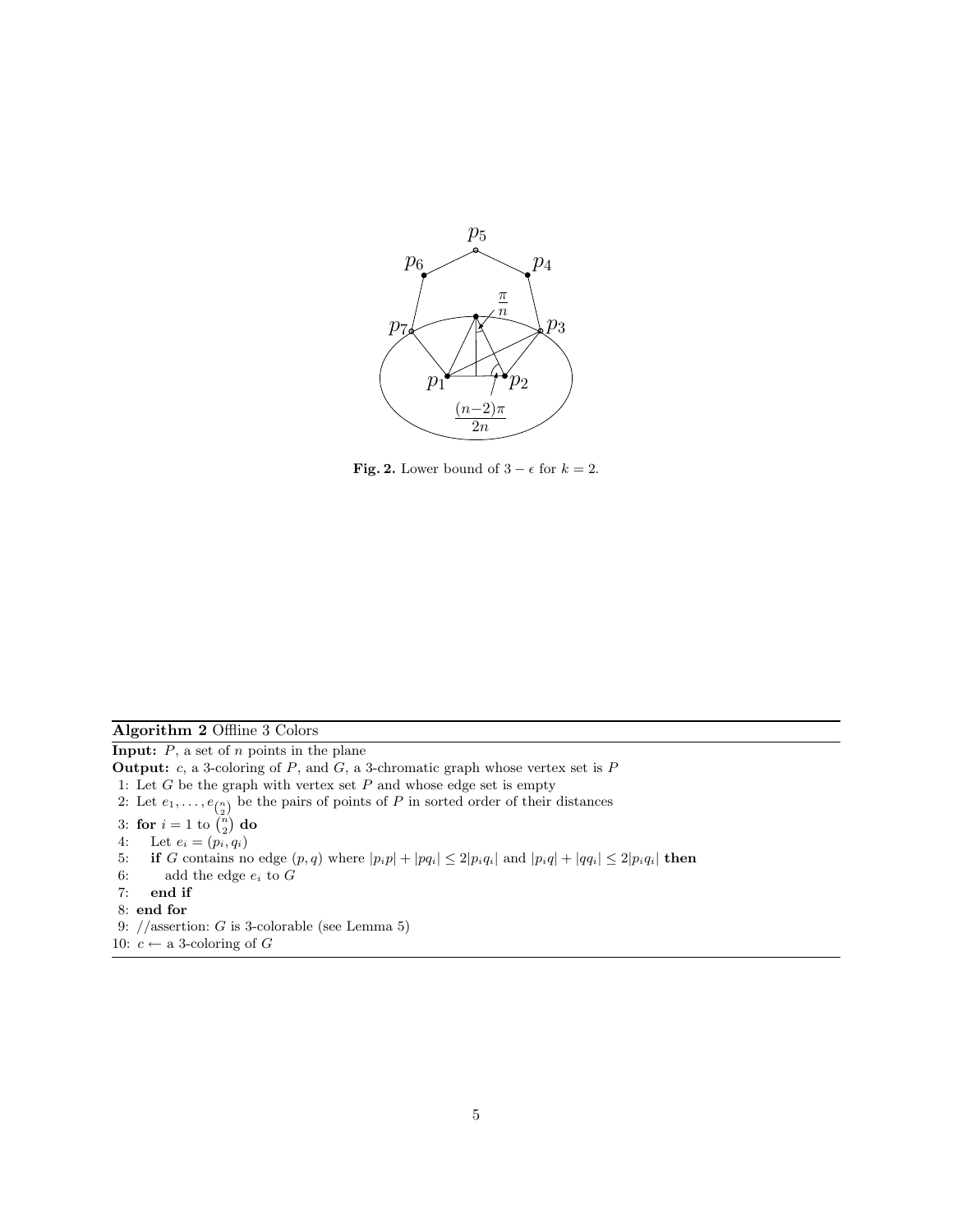**Fig. 2.** Lower bound of $3 - \epsilon$ for $k = 2$.

---

**Algorithm 2** Offline 3 Colors

---

**Input:** $P$, a set of $n$ points in the plane

**Output:** $c$, a 3-coloring of $P$, and $G$, a 3-chromatic graph whose vertex set is $P$

1: Let $G$ be the graph with vertex set $P$ and whose edge set is empty

2: Let $e_1, \ldots, e_{\binom{n}{2}}$ be the pairs of points of $P$ in sorted order of their distances

3: **for** $i = 1$ to $\binom{n}{2}$ **do**

4: Let $e_i = (p_i, q_i)$

5: **if** $G$ contains no edge $(p, q)$ where $|p_i p| + |pq_i| \leq 2|p_i q_i|$ and $|p_i q| + |qq_i| \leq 2|p_i q_i|$ **then**

6: add the edge $e_i$ to $G$

7: **end if**

8: **end for**

9: //assertion: $G$ is 3-colorable (see Lemma 5)

10: $c \leftarrow$ a 3-coloring of $G$

---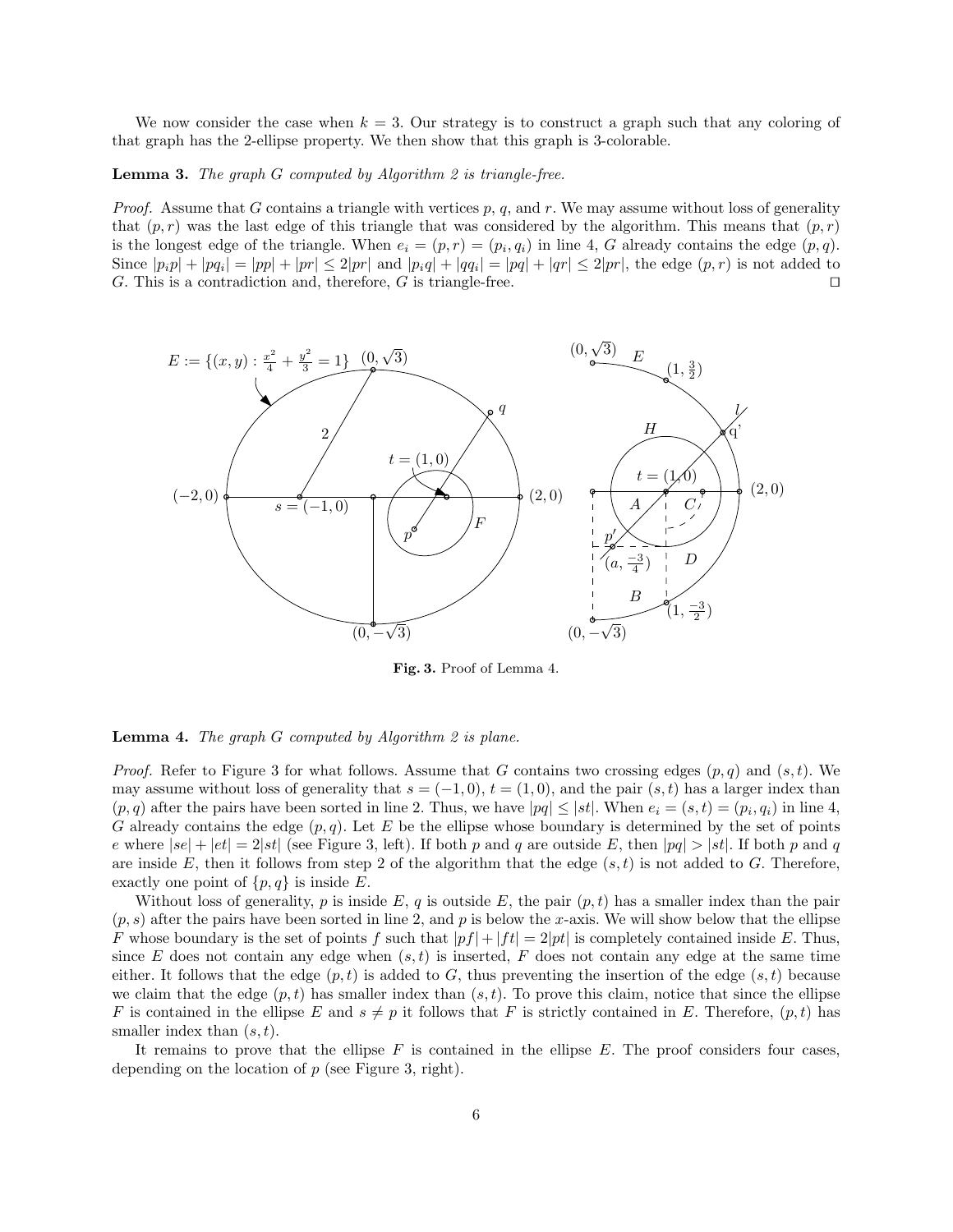We now consider the case when $k = 3$. Our strategy is to construct a graph such that any coloring of that graph has the 2-ellipse property. We then show that this graph is 3-colorable.

**Lemma 3.** *The graph $G$ computed by Algorithm 2 is triangle-free.*

*Proof.* Assume that $G$ contains a triangle with vertices $p$, $q$, and $r$. We may assume without loss of generality that $(p, r)$ was the last edge of this triangle that was considered by the algorithm. This means that $(p, r)$ is the longest edge of the triangle. When $e_i = (p, r) = (p_i, q_i)$ in line 4, $G$ already contains the edge $(p, q)$. Since $|p_ip| + |pq_i| = |pp| + |pr| \leq 2|pr|$ and $|p_iq| + |qq_i| = |pq| + |qr| \leq 2|pr|$, the edge $(p, r)$ is not added to $G$. This is a contradiction and, therefore, $G$ is triangle-free. $\square$

**Fig. 3.** Proof of Lemma 4.

**Lemma 4.** *The graph $G$ computed by Algorithm 2 is plane.*

*Proof.* Refer to Figure 3 for what follows. Assume that $G$ contains two crossing edges $(p, q)$ and $(s, t)$. We may assume without loss of generality that $s = (-1, 0)$, $t = (1, 0)$, and the pair $(s, t)$ has a larger index than $(p, q)$ after the pairs have been sorted in line 2. Thus, we have $|pq| \leq |st|$. When $e_i = (s, t) = (p_i, q_i)$ in line 4, $G$ already contains the edge $(p, q)$. Let $E$ be the ellipse whose boundary is determined by the set of points $e$ where $|se| + |et| = 2|st|$ (see Figure 3, left). If both $p$ and $q$ are outside $E$, then $|pq| > |st|$. If both $p$ and $q$ are inside $E$, then it follows from step 2 of the algorithm that the edge $(s, t)$ is not added to $G$. Therefore, exactly one point of $\{p, q\}$ is inside $E$.

Without loss of generality, $p$ is inside $E$, $q$ is outside $E$, the pair $(p, t)$ has a smaller index than the pair $(p, s)$ after the pairs have been sorted in line 2, and $p$ is below the $x$-axis. We will show below that the ellipse $F$ whose boundary is the set of points $f$ such that $|pf| + |ft| = 2|pt|$ is completely contained inside $E$. Thus, since $E$ does not contain any edge when $(s, t)$ is inserted, $F$ does not contain any edge at the same time either. It follows that the edge $(p, t)$ is added to $G$, thus preventing the insertion of the edge $(s, t)$ because we claim that the edge $(p, t)$ has smaller index than $(s, t)$. To prove this claim, notice that since the ellipse $F$ is contained in the ellipse $E$ and $s \neq p$ it follows that $F$ is strictly contained in $E$. Therefore, $(p, t)$ has smaller index than $(s, t)$.

It remains to prove that the ellipse $F$ is contained in the ellipse $E$. The proof considers four cases, depending on the location of $p$ (see Figure 3, right).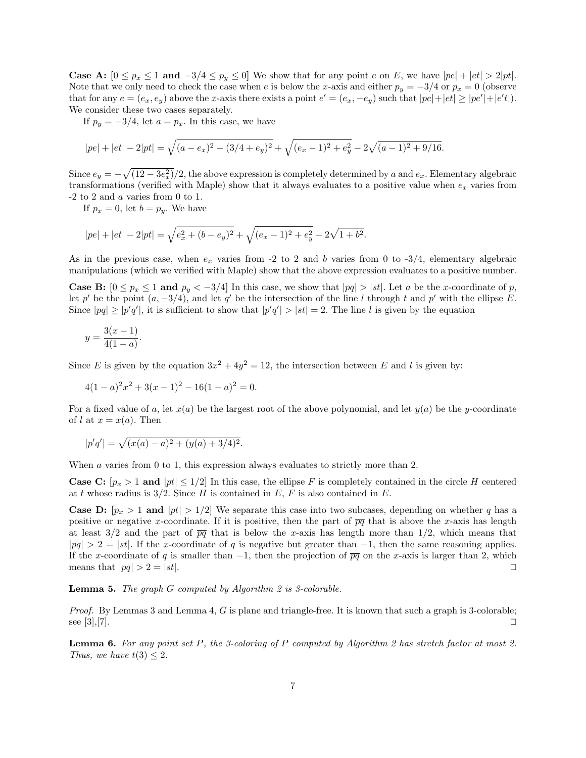**Case A:** [$0 \le p_x \le 1$ **and** $-3/4 \le p_y \le 0$] We show that for any point $e$ on $E$, we have $|pe| + |et| > 2|pt|$. Note that we only need to check the case when $e$ is below the $x$-axis and either $p_y = -3/4$ or $p_x = 0$ (observe that for any $e = (e_x, e_y)$ above the $x$-axis there exists a point $e' = (e_x, -e_y)$ such that $|pe|+|et| \ge |pe'|+|e't|$). We consider these two cases separately.

If $p_y = -3/4$, let $a = p_x$. In this case, we have

$$|pe| + |et| - 2|pt| = \sqrt{(a - e_x)^2 + (3/4 + e_y)^2} + \sqrt{(e_x - 1)^2 + e_y^2} - 2\sqrt{(a-1)^2 + 9/16}.$$

Since $e_y = -\sqrt{(12 - 3e_x^2)}/2$, the above expression is completely determined by $a$ and $e_x$. Elementary algebraic transformations (verified with Maple) show that it always evaluates to a positive value when $e_x$ varies from -2 to 2 and $a$ varies from 0 to 1.

If $p_x = 0$, let $b = p_y$. We have

$$|pe| + |et| - 2|pt| = \sqrt{e_x^2 + (b - e_y)^2} + \sqrt{(e_x - 1)^2 + e_y^2} - 2\sqrt{1 + b^2}.$$

As in the previous case, when $e_x$ varies from -2 to 2 and $b$ varies from 0 to -3/4, elementary algebraic manipulations (which we verified with Maple) show that the above expression evaluates to a positive number.

**Case B:** [$0 \le p_x \le 1$ **and** $p_y < -3/4$] In this case, we show that $|pq| > |st|$. Let $a$ be the $x$-coordinate of $p$, let $p'$ be the point $(a, -3/4)$, and let $q'$ be the intersection of the line $l$ through $t$ and $p'$ with the ellipse $E$. Since $|pq| \ge |p'q'|$, it is sufficient to show that $|p'q'| > |st| = 2$. The line $l$ is given by the equation

$$y = \frac{3(x-1)}{4(1-a)}.$$

Since $E$ is given by the equation $3x^2 + 4y^2 = 12$, the intersection between $E$ and $l$ is given by:

$$4(1-a)^2 x^2 + 3(x-1)^2 - 16(1-a)^2 = 0.$$

For a fixed value of $a$, let $x(a)$ be the largest root of the above polynomial, and let $y(a)$ be the $y$-coordinate of $l$ at $x = x(a)$. Then

$$|p'q'| = \sqrt{(x(a) - a)^2 + (y(a) + 3/4)^2}.$$

When $a$ varies from 0 to 1, this expression always evaluates to strictly more than 2.

**Case C:** [$p_x > 1$ **and** $|pt| \le 1/2$] In this case, the ellipse $F$ is completely contained in the circle $H$ centered at $t$ whose radius is $3/2$. Since $H$ is contained in $E$, $F$ is also contained in $E$.

**Case D:** [$p_x > 1$ **and** $|pt| > 1/2$] We separate this case into two subcases, depending on whether $q$ has a positive or negative $x$-coordinate. If it is positive, then the part of $\overline{pq}$ that is above the $x$-axis has length at least $3/2$ and the part of $\overline{pq}$ that is below the $x$-axis has length more than $1/2$, which means that $|pq| > 2 = |st|$. If the $x$-coordinate of $q$ is negative but greater than $-1$, then the same reasoning applies. If the $x$-coordinate of $q$ is smaller than $-1$, then the projection of $\overline{pq}$ on the $x$-axis is larger than 2, which means that $|pq| > 2 = |st|$. ◻

**Lemma 5.** *The graph $G$ computed by Algorithm 2 is 3-colorable.*

*Proof.* By Lemmas 3 and Lemma 4, $G$ is plane and triangle-free. It is known that such a graph is 3-colorable; see [3],[7]. ◻

**Lemma 6.** *For any point set $P$, the 3-coloring of $P$ computed by Algorithm 2 has stretch factor at most 2. Thus, we have $t(3) \le 2$.*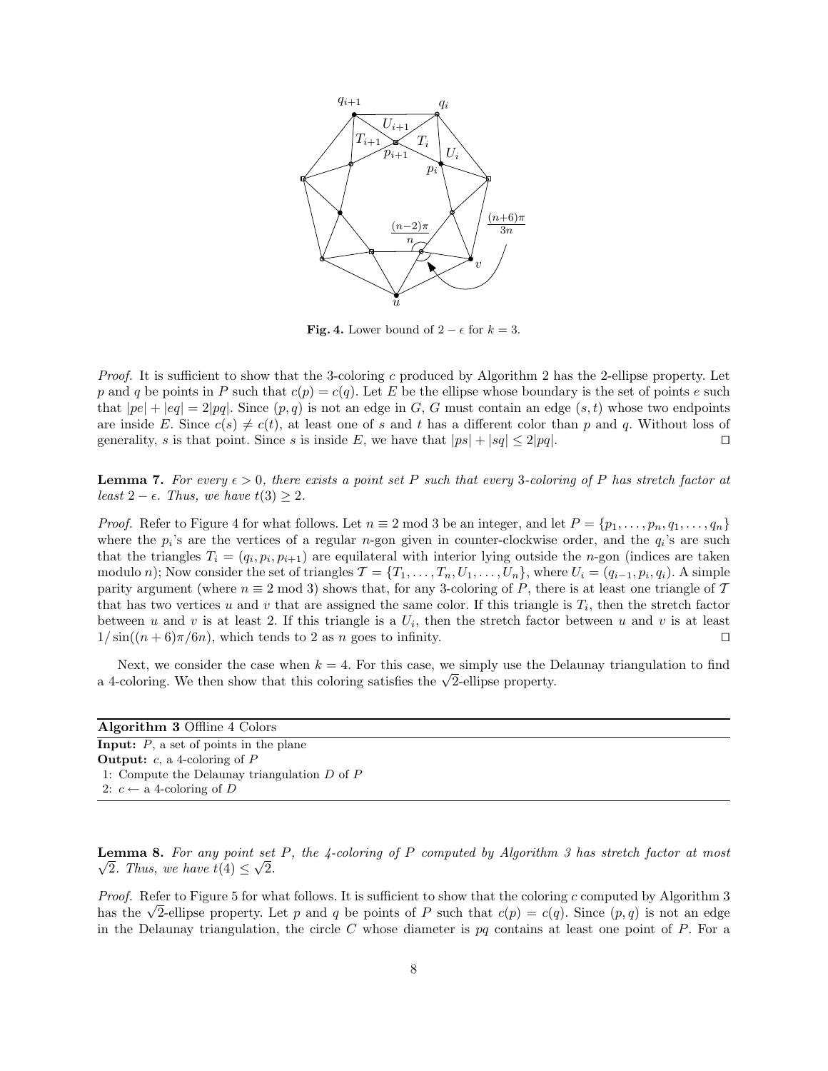Fig. 4. Lower bound of $2 - \epsilon$ for $k = 3$.

*Proof.* It is sufficient to show that the 3-coloring $c$ produced by Algorithm 2 has the 2-ellipse property. Let $p$ and $q$ be points in $P$ such that $c(p) = c(q)$. Let $E$ be the ellipse whose boundary is the set of points $e$ such that $|pe| + |eq| = 2|pq|$. Since $(p, q)$ is not an edge in $G$, $G$ must contain an edge $(s, t)$ whose two endpoints are inside $E$. Since $c(s) \neq c(t)$, at least one of $s$ and $t$ has a different color than $p$ and $q$. Without loss of generality, $s$ is that point. Since $s$ is inside $E$, we have that $|ps| + |sq| \leq 2|pq|$. ◻

**Lemma 7.** *For every $\epsilon > 0$, there exists a point set $P$ such that every 3-coloring of $P$ has stretch factor at least $2 - \epsilon$. Thus, we have $t(3) \geq 2$.*

*Proof.* Refer to Figure 4 for what follows. Let $n \equiv 2 \bmod 3$ be an integer, and let $P = \{p_1, \ldots, p_n, q_1, \ldots, q_n\}$ where the $p_i$'s are the vertices of a regular $n$-gon given in counter-clockwise order, and the $q_i$'s are such that the triangles $T_i = (q_i, p_i, p_{i+1})$ are equilateral with interior lying outside the $n$-gon (indices are taken modulo $n$); Now consider the set of triangles $\mathcal{T} = \{T_1, \ldots, T_n, U_1, \ldots, U_n\}$, where $U_i = (q_{i-1}, p_i, q_i)$. A simple parity argument (where $n \equiv 2 \bmod 3$) shows that, for any 3-coloring of $P$, there is at least one triangle of $\mathcal{T}$ that has two vertices $u$ and $v$ that are assigned the same color. If this triangle is $T_i$, then the stretch factor between $u$ and $v$ is at least 2. If this triangle is a $U_i$, then the stretch factor between $u$ and $v$ is at least $1/\sin((n+6)\pi/6n)$, which tends to 2 as $n$ goes to infinity. ◻

Next, we consider the case when $k = 4$. For this case, we simply use the Delaunay triangulation to find a 4-coloring. We then show that this coloring satisfies the $\sqrt{2}$-ellipse property.

**Algorithm 3** Offline 4 Colors

**Input:** $P$, a set of points in the plane
**Output:** $c$, a 4-coloring of $P$

1: Compute the Delaunay triangulation $D$ of $P$
2: $c \leftarrow$ a 4-coloring of $D$

**Lemma 8.** *For any point set $P$, the 4-coloring of $P$ computed by Algorithm 3 has stretch factor at most $\sqrt{2}$. Thus, we have $t(4) \leq \sqrt{2}$.*

*Proof.* Refer to Figure 5 for what follows. It is sufficient to show that the coloring $c$ computed by Algorithm 3 has the $\sqrt{2}$-ellipse property. Let $p$ and $q$ be points of $P$ such that $c(p) = c(q)$. Since $(p, q)$ is not an edge in the Delaunay triangulation, the circle $C$ whose diameter is $pq$ contains at least one point of $P$. For a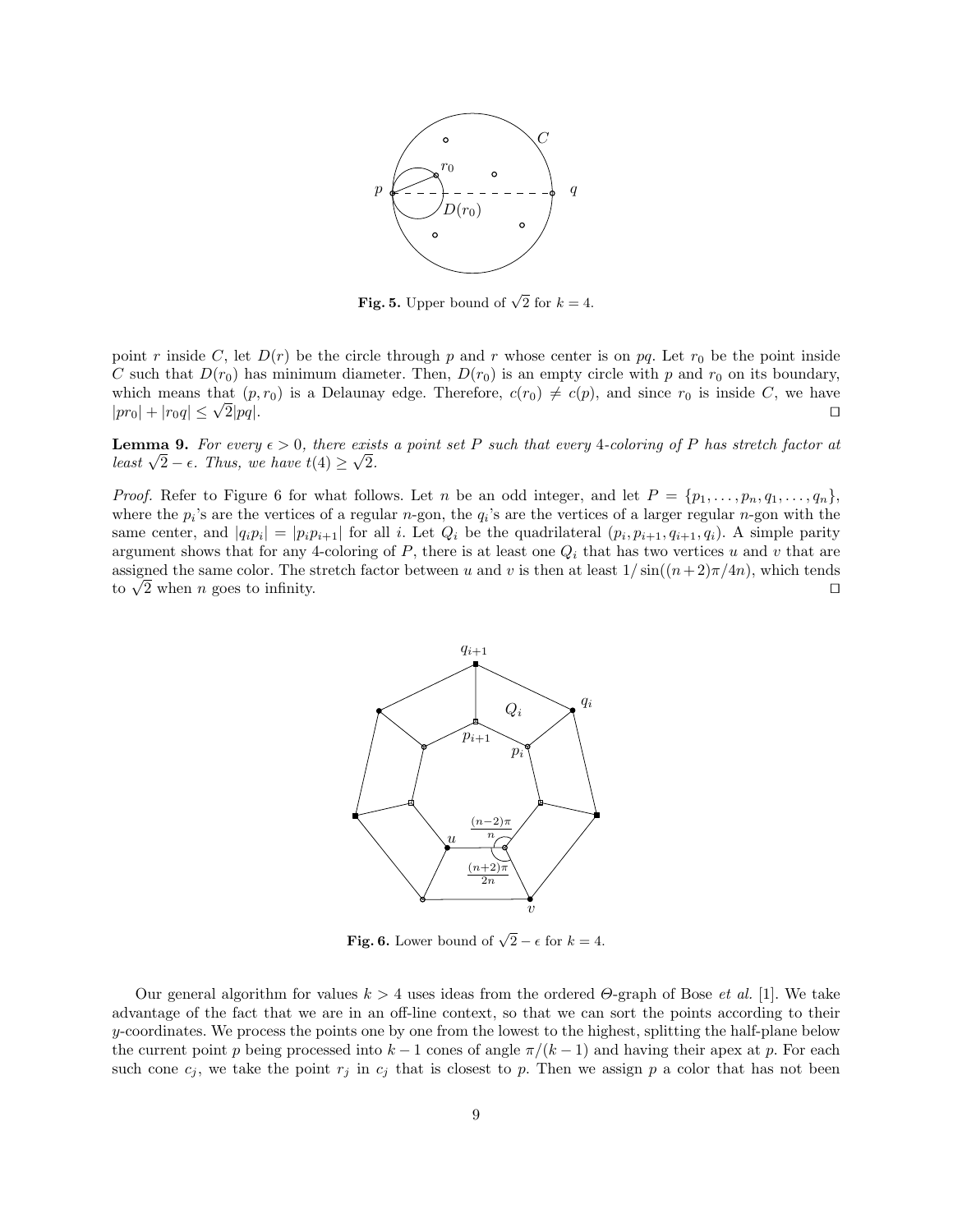**Fig. 5.** Upper bound of $\sqrt{2}$ for $k = 4$.

point $r$ inside $C$, let $D(r)$ be the circle through $p$ and $r$ whose center is on $pq$. Let $r_0$ be the point inside $C$ such that $D(r_0)$ has minimum diameter. Then, $D(r_0)$ is an empty circle with $p$ and $r_0$ on its boundary, which means that $(p, r_0)$ is a Delaunay edge. Therefore, $c(r_0) \neq c(p)$, and since $r_0$ is inside $C$, we have $|pr_0| + |r_0q| \leq \sqrt{2}|pq|$. □

**Lemma 9.** *For every $\epsilon > 0$, there exists a point set $P$ such that every 4-coloring of $P$ has stretch factor at least $\sqrt{2} - \epsilon$. Thus, we have $t(4) \geq \sqrt{2}$.*

*Proof.* Refer to Figure 6 for what follows. Let $n$ be an odd integer, and let $P = \{p_1, \ldots, p_n, q_1, \ldots, q_n\}$, where the $p_i$'s are the vertices of a regular $n$-gon, the $q_i$'s are the vertices of a larger regular $n$-gon with the same center, and $|q_ip_i| = |p_ip_{i+1}|$ for all $i$. Let $Q_i$ be the quadrilateral $(p_i, p_{i+1}, q_{i+1}, q_i)$. A simple parity argument shows that for any 4-coloring of $P$, there is at least one $Q_i$ that has two vertices $u$ and $v$ that are assigned the same color. The stretch factor between $u$ and $v$ is then at least $1/\sin((n+2)\pi/4n)$, which tends to $\sqrt{2}$ when $n$ goes to infinity. □

**Fig. 6.** Lower bound of $\sqrt{2} - \epsilon$ for $k = 4$.

Our general algorithm for values $k > 4$ uses ideas from the ordered $\Theta$-graph of Bose *et al.* [1]. We take advantage of the fact that we are in an off-line context, so that we can sort the points according to their $y$-coordinates. We process the points one by one from the lowest to the highest, splitting the half-plane below the current point $p$ being processed into $k - 1$ cones of angle $\pi/(k - 1)$ and having their apex at $p$. For each such cone $c_j$, we take the point $r_j$ in $c_j$ that is closest to $p$. Then we assign $p$ a color that has not been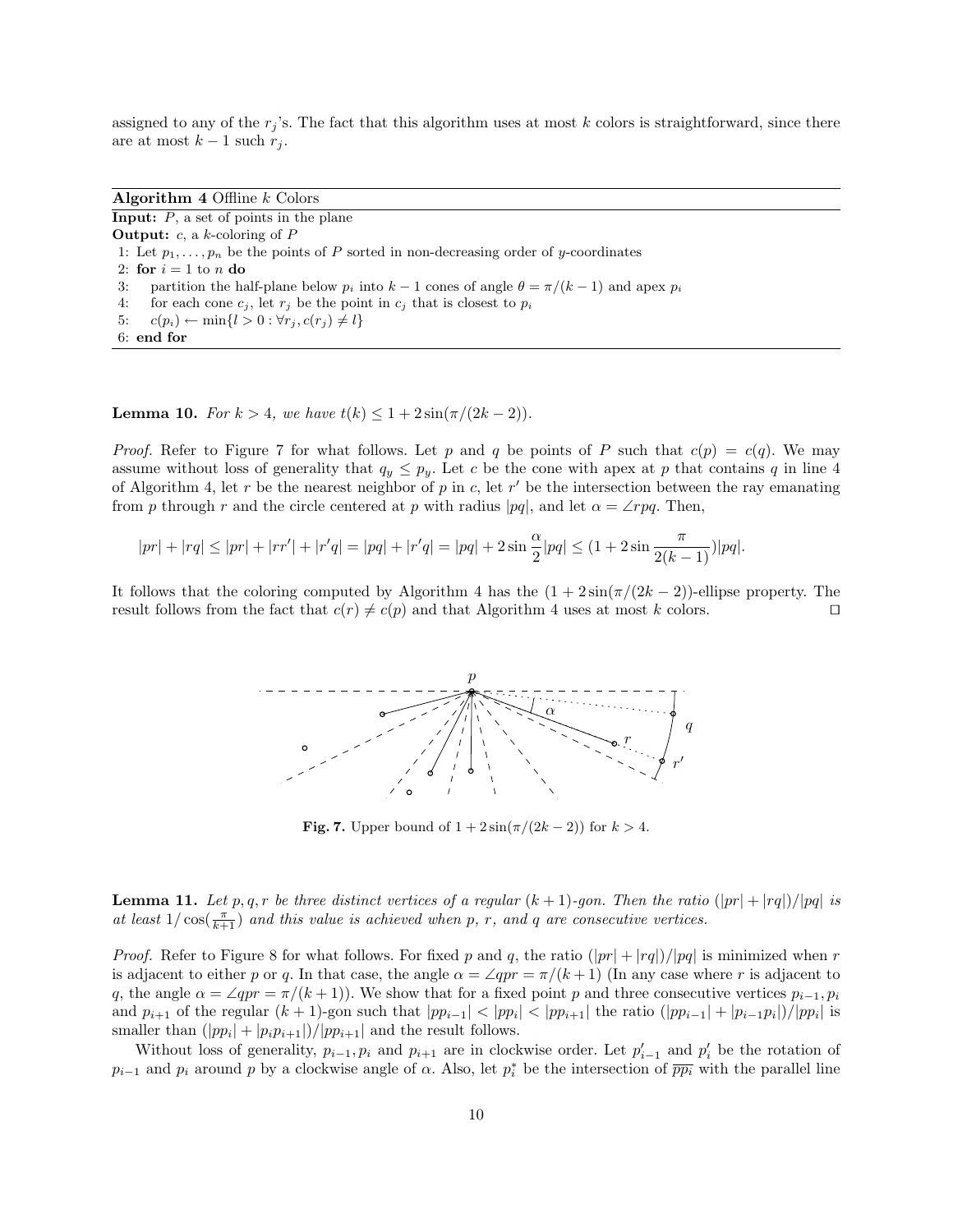assigned to any of the $r_j$'s. The fact that this algorithm uses at most $k$ colors is straightforward, since there are at most $k-1$ such $r_j$.

---

**Algorithm 4** Offline $k$ Colors

**Input:** $P$, a set of points in the plane

**Output:** $c$, a $k$-coloring of $P$

```
1: Let p_1, ..., p_n be the points of P sorted in non-decreasing order of y-coordinates
2: for i = 1 to n do
3:     partition the half-plane below p_i into k − 1 cones of angle θ = π/(k − 1) and apex p_i
4:     for each cone c_j, let r_j be the point in c_j that is closest to p_i
5:     c(p_i) ← min{l > 0 : ∀r_j, c(r_j) ≠ l}
6: end for
```

---

**Lemma 10.** *For $k > 4$, we have $t(k) \leq 1 + 2\sin(\pi/(2k-2))$.*

*Proof.* Refer to Figure 7 for what follows. Let $p$ and $q$ be points of $P$ such that $c(p) = c(q)$. We may assume without loss of generality that $q_y \leq p_y$. Let $c$ be the cone with apex at $p$ that contains $q$ in line 4 of Algorithm 4, let $r$ be the nearest neighbor of $p$ in $c$, let $r'$ be the intersection between the ray emanating from $p$ through $r$ and the circle centered at $p$ with radius $|pq|$, and let $\alpha = \angle rpq$. Then,

$$|pr| + |rq| \leq |pr| + |rr'| + |r'q| = |pq| + |r'q| = |pq| + 2\sin\frac{\alpha}{2}|pq| \leq (1 + 2\sin\frac{\pi}{2(k-1)})|pq|.$$

It follows that the coloring computed by Algorithm 4 has the $(1 + 2\sin(\pi/(2k-2))$-ellipse property. The result follows from the fact that $c(r) \neq c(p)$ and that Algorithm 4 uses at most $k$ colors. ☐

**Fig. 7.** Upper bound of $1 + 2\sin(\pi/(2k-2))$ for $k > 4$.

**Lemma 11.** *Let $p, q, r$ be three distinct vertices of a regular $(k+1)$-gon. Then the ratio $(|pr| + |rq|)/|pq|$ is at least $1/\cos(\frac{\pi}{k+1})$ and this value is achieved when $p$, $r$, and $q$ are consecutive vertices.*

*Proof.* Refer to Figure 8 for what follows. For fixed $p$ and $q$, the ratio $(|pr| + |rq|)/|pq|$ is minimized when $r$ is adjacent to either $p$ or $q$. In that case, the angle $\alpha = \angle qpr = \pi/(k+1)$ (In any case where $r$ is adjacent to $q$, the angle $\alpha = \angle qpr = \pi/(k+1)$). We show that for a fixed point $p$ and three consecutive vertices $p_{i-1}, p_i$ and $p_{i+1}$ of the regular $(k+1)$-gon such that $|pp_{i-1}| < |pp_i| < |pp_{i+1}|$ the ratio $(|pp_{i-1}| + |p_{i-1}p_i|)/|pp_i|$ is smaller than $(|pp_i| + |p_ip_{i+1}|)/|pp_{i+1}|$ and the result follows.

Without loss of generality, $p_{i-1}, p_i$ and $p_{i+1}$ are in clockwise order. Let $p'_{i-1}$ and $p'_i$ be the rotation of $p_{i-1}$ and $p_i$ around $p$ by a clockwise angle of $\alpha$. Also, let $p^*_i$ be the intersection of $\overline{pp_i}$ with the parallel line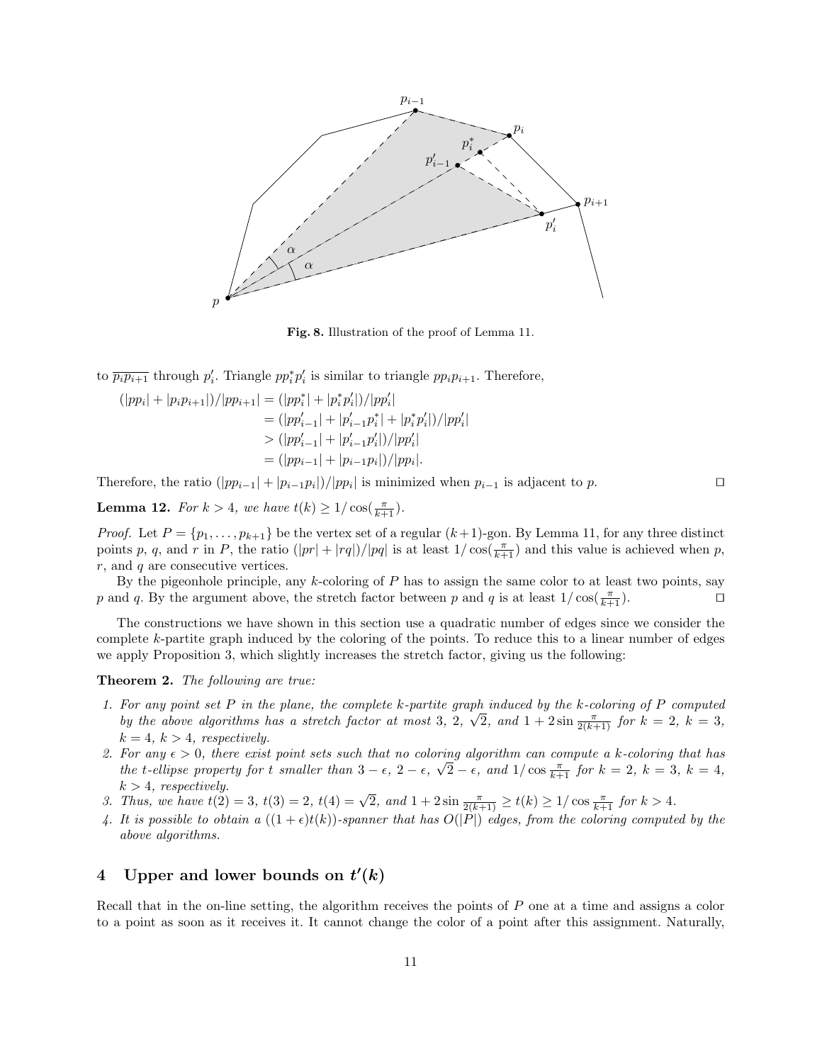**Fig. 8.** Illustration of the proof of Lemma 11.

to $\overline{p_i p_{i+1}}$ through $p'_i$. Triangle $pp^*_i p'_i$ is similar to triangle $pp_i p_{i+1}$. Therefore,

$$
\begin{aligned}
(|pp_i| + |p_i p_{i+1}|)/|pp_{i+1}| &= (|pp^*_i| + |p^*_i p'_i|)/|pp'_i| \\
&= (|pp'_{i-1}| + |p'_{i-1} p^*_i| + |p^*_i p'_i|)/|pp'_i| \\
&> (|pp'_{i-1}| + |p'_{i-1} p'_i|)/|pp'_i| \\
&= (|pp_{i-1}| + |p_{i-1} p_i|)/|pp_i|.
\end{aligned}
$$

Therefore, the ratio $(|pp_{i-1}| + |p_{i-1}p_i|)/|pp_i|$ is minimized when $p_{i-1}$ is adjacent to $p$. ◻

**Lemma 12.** *For $k > 4$, we have $t(k) \geq 1/\cos(\frac{\pi}{k+1})$.*

*Proof.* Let $P = \{p_1, \ldots, p_{k+1}\}$ be the vertex set of a regular $(k+1)$-gon. By Lemma 11, for any three distinct points $p$, $q$, and $r$ in $P$, the ratio $(|pr| + |rq|)/|pq|$ is at least $1/\cos(\frac{\pi}{k+1})$ and this value is achieved when $p$, $r$, and $q$ are consecutive vertices.

By the pigeonhole principle, any $k$-coloring of $P$ has to assign the same color to at least two points, say $p$ and $q$. By the argument above, the stretch factor between $p$ and $q$ is at least $1/\cos(\frac{\pi}{k+1})$. ◻

The constructions we have shown in this section use a quadratic number of edges since we consider the complete $k$-partite graph induced by the coloring of the points. To reduce this to a linear number of edges we apply Proposition 3, which slightly increases the stretch factor, giving us the following:

**Theorem 2.** *The following are true:*

1. *For any point set $P$ in the plane, the complete $k$-partite graph induced by the $k$-coloring of $P$ computed by the above algorithms has a stretch factor at most 3, 2, $\sqrt{2}$, and $1 + 2\sin\frac{\pi}{2(k+1)}$ for $k = 2$, $k = 3$, $k = 4$, $k > 4$, respectively.*
2. *For any $\epsilon > 0$, there exist point sets such that no coloring algorithm can compute a $k$-coloring that has the $t$-ellipse property for $t$ smaller than $3 - \epsilon$, $2 - \epsilon$, $\sqrt{2} - \epsilon$, and $1/\cos\frac{\pi}{k+1}$ for $k = 2$, $k = 3$, $k = 4$, $k > 4$, respectively.*
3. *Thus, we have $t(2) = 3$, $t(3) = 2$, $t(4) = \sqrt{2}$, and $1 + 2\sin\frac{\pi}{2(k+1)} \geq t(k) \geq 1/\cos\frac{\pi}{k+1}$ for $k > 4$.*
4. *It is possible to obtain a $((1 + \epsilon)t(k))$-spanner that has $O(|P|)$ edges, from the coloring computed by the above algorithms.*

## 4 Upper and lower bounds on $t'(k)$

Recall that in the on-line setting, the algorithm receives the points of $P$ one at a time and assigns a color to a point as soon as it receives it. It cannot change the color of a point after this assignment. Naturally,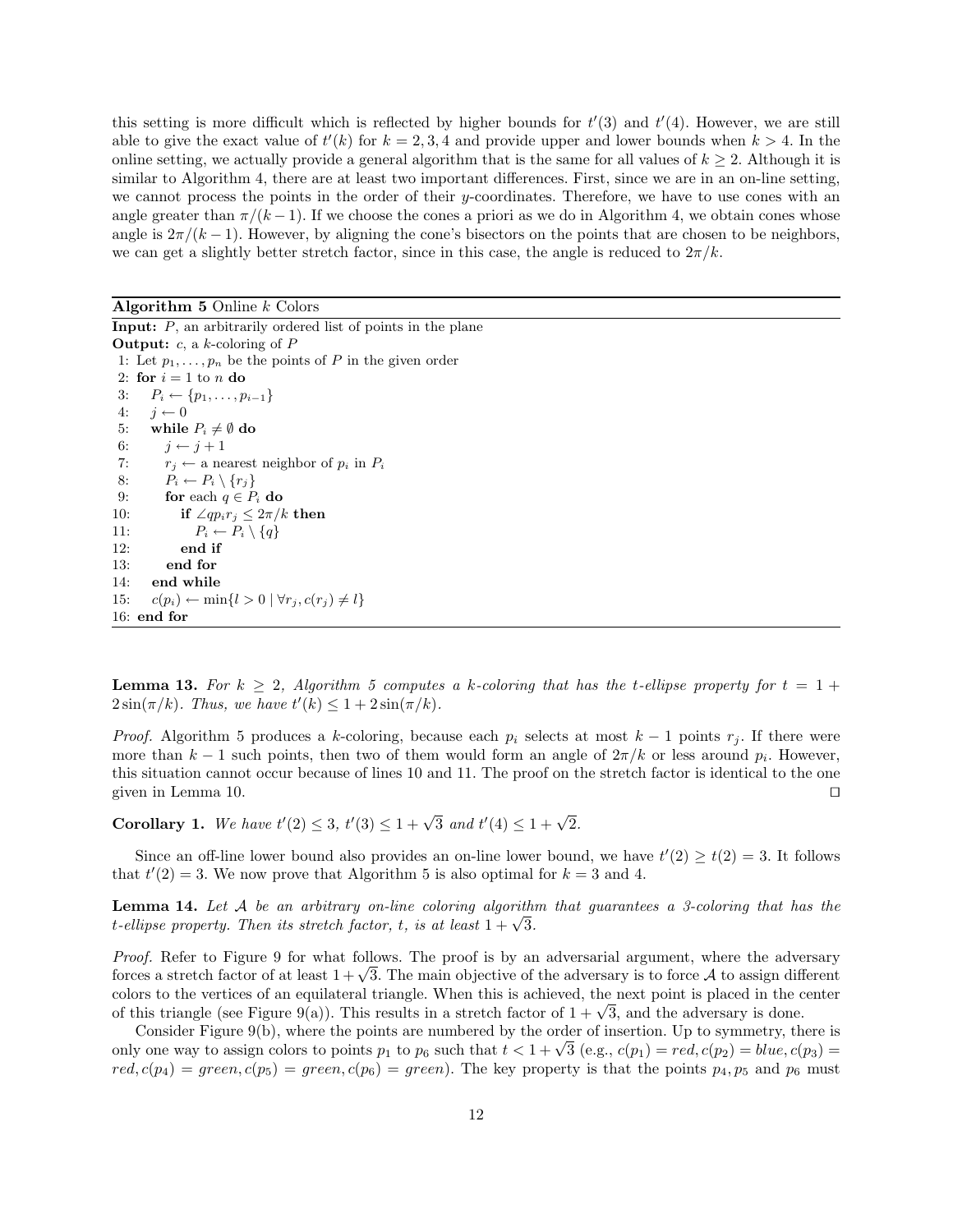this setting is more difficult which is reflected by higher bounds for $t'(3)$ and $t'(4)$. However, we are still able to give the exact value of $t'(k)$ for $k = 2, 3, 4$ and provide upper and lower bounds when $k > 4$. In the online setting, we actually provide a general algorithm that is the same for all values of $k \geq 2$. Although it is similar to Algorithm 4, there are at least two important differences. First, since we are in an on-line setting, we cannot process the points in the order of their $y$-coordinates. Therefore, we have to use cones with an angle greater than $\pi/(k-1)$. If we choose the cones a priori as we do in Algorithm 4, we obtain cones whose angle is $2\pi/(k-1)$. However, by aligning the cone's bisectors on the points that are chosen to be neighbors, we can get a slightly better stretch factor, since in this case, the angle is reduced to $2\pi/k$.

**Algorithm 5** Online $k$ Colors

**Input:** $P$, an arbitrarily ordered list of points in the plane

**Output:** $c$, a $k$-coloring of $P$

```
 1: Let p_1, ..., p_n be the points of P in the given order
 2: for i = 1 to n do
 3:    P_i ← {p_1, ..., p_{i-1}}
 4:    j ← 0
 5:    while P_i ≠ ∅ do
 6:       j ← j + 1
 7:       r_j ← a nearest neighbor of p_i in P_i
 8:       P_i ← P_i \ {r_j}
 9:       for each q ∈ P_i do
10:          if ∠q p_i r_j ≤ 2π/k then
11:             P_i ← P_i \ {q}
12:          end if
13:       end for
14:    end while
15:    c(p_i) ← min{l > 0 | ∀r_j, c(r_j) ≠ l}
16: end for
```

**Lemma 13.** *For $k \geq 2$, Algorithm 5 computes a $k$-coloring that has the $t$-ellipse property for $t = 1 + 2\sin(\pi/k)$. Thus, we have $t'(k) \leq 1 + 2\sin(\pi/k)$.*

*Proof.* Algorithm 5 produces a $k$-coloring, because each $p_i$ selects at most $k-1$ points $r_j$. If there were more than $k-1$ such points, then two of them would form an angle of $2\pi/k$ or less around $p_i$. However, this situation cannot occur because of lines 10 and 11. The proof on the stretch factor is identical to the one given in Lemma 10. $\square$

**Corollary 1.** *We have $t'(2) \leq 3$, $t'(3) \leq 1 + \sqrt{3}$ and $t'(4) \leq 1 + \sqrt{2}$.*

Since an off-line lower bound also provides an on-line lower bound, we have $t'(2) \geq t(2) = 3$. It follows that $t'(2) = 3$. We now prove that Algorithm 5 is also optimal for $k = 3$ and 4.

**Lemma 14.** *Let $\mathcal{A}$ be an arbitrary on-line coloring algorithm that guarantees a 3-coloring that has the $t$-ellipse property. Then its stretch factor, $t$, is at least $1 + \sqrt{3}$.*

*Proof.* Refer to Figure 9 for what follows. The proof is by an adversarial argument, where the adversary forces a stretch factor of at least $1 + \sqrt{3}$. The main objective of the adversary is to force $\mathcal{A}$ to assign different colors to the vertices of an equilateral triangle. When this is achieved, the next point is placed in the center of this triangle (see Figure 9(a)). This results in a stretch factor of $1 + \sqrt{3}$, and the adversary is done.

Consider Figure 9(b), where the points are numbered by the order of insertion. Up to symmetry, there is only one way to assign colors to points $p_1$ to $p_6$ such that $t < 1 + \sqrt{3}$ (e.g., $c(p_1) = red, c(p_2) = blue, c(p_3) = red, c(p_4) = green, c(p_5) = green, c(p_6) = green$). The key property is that the points $p_4, p_5$ and $p_6$ must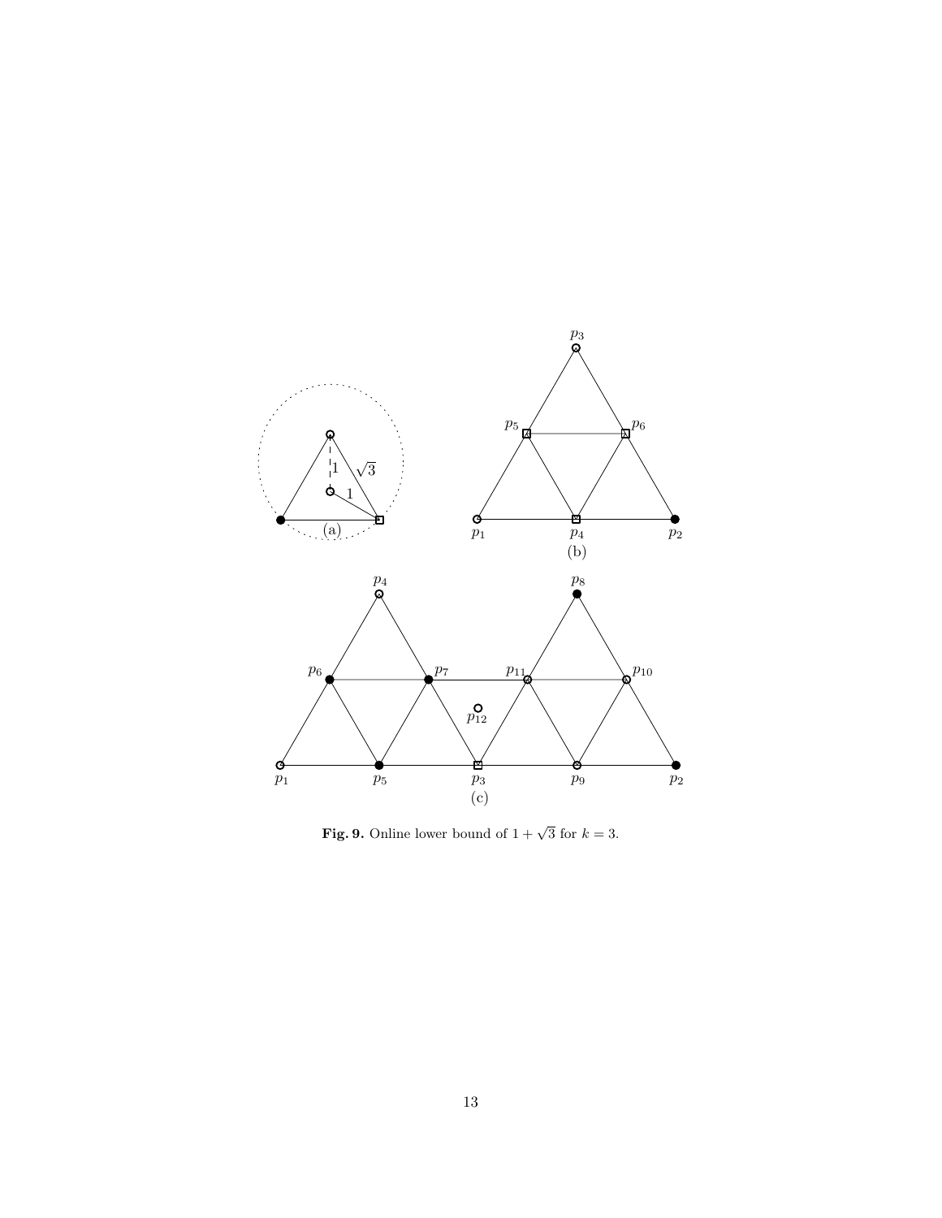**Fig. 9.** Online lower bound of $1 + \sqrt{3}$ for $k = 3$.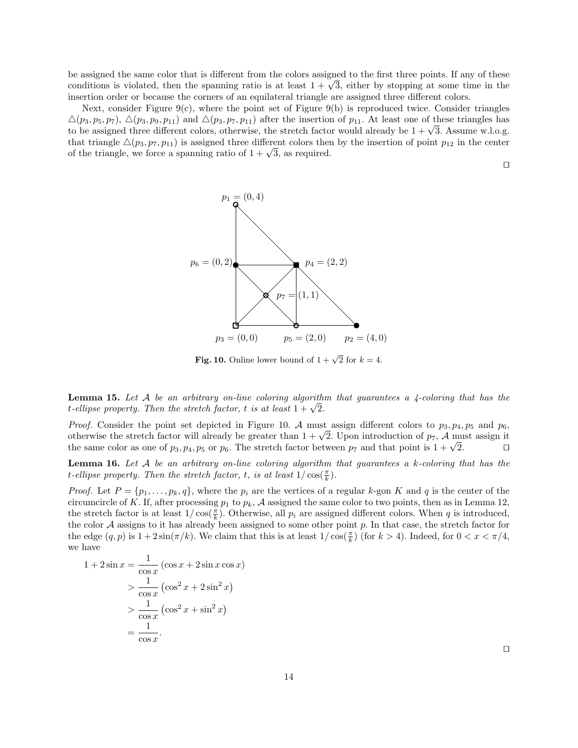be assigned the same color that is different from the colors assigned to the first three points. If any of these conditions is violated, then the spanning ratio is at least $1+\sqrt{3}$, either by stopping at some time in the insertion order or because the corners of an equilateral triangle are assigned three different colors.

Next, consider Figure 9(c), where the point set of Figure 9(b) is reproduced twice. Consider triangles $\triangle(p_3,p_5,p_7)$, $\triangle(p_3,p_9,p_{11})$ and $\triangle(p_3,p_7,p_{11})$ after the insertion of $p_{11}$. At least one of these triangles has to be assigned three different colors, otherwise, the stretch factor would already be $1+\sqrt{3}$. Assume w.l.o.g. that triangle $\triangle(p_3,p_7,p_{11})$ is assigned three different colors then by the insertion of point $p_{12}$ in the center of the triangle, we force a spanning ratio of $1+\sqrt{3}$, as required.

□

$p_1 = (0,4)$, $p_6 = (0,2)$, $p_4 = (2,2)$, $p_7 = (1,1)$, $p_3 = (0,0)$, $p_5 = (2,0)$, $p_2 = (4,0)$

**Fig. 10.** Online lower bound of $1+\sqrt{2}$ for $k=4$.

**Lemma 15.** *Let $\mathcal{A}$ be an arbitrary on-line coloring algorithm that guarantees a 4-coloring that has the $t$-ellipse property. Then the stretch factor, $t$ is at least $1+\sqrt{2}$.*

*Proof.* Consider the point set depicted in Figure 10. $\mathcal{A}$ must assign different colors to $p_3,p_4,p_5$ and $p_6$, otherwise the stretch factor will already be greater than $1+\sqrt{2}$. Upon introduction of $p_7$, $\mathcal{A}$ must assign it the same color as one of $p_3,p_4,p_5$ or $p_6$. The stretch factor between $p_7$ and that point is $1+\sqrt{2}$. □

**Lemma 16.** *Let $\mathcal{A}$ be an arbitrary on-line coloring algorithm that guarantees a $k$-coloring that has the $t$-ellipse property. Then the stretch factor, $t$, is at least $1/\cos(\frac{\pi}{k})$.*

*Proof.* Let $P=\{p_1,\ldots,p_k,q\}$, where the $p_i$ are the vertices of a regular $k$-gon $K$ and $q$ is the center of the circumcircle of $K$. If, after processing $p_1$ to $p_k$, $\mathcal{A}$ assigned the same color to two points, then as in Lemma 12, the stretch factor is at least $1/\cos(\frac{\pi}{k})$. Otherwise, all $p_i$ are assigned different colors. When $q$ is introduced, the color $\mathcal{A}$ assigns to it has already been assigned to some other point $p$. In that case, the stretch factor for the edge $(q,p)$ is $1+2\sin(\pi/k)$. We claim that this is at least $1/\cos(\frac{\pi}{k})$ (for $k>4$). Indeed, for $0<x<\pi/4$, we have

$$
\begin{aligned}
1+2\sin x &= \frac{1}{\cos x}\left(\cos x + 2\sin x\cos x\right)\\
&> \frac{1}{\cos x}\left(\cos^2 x + 2\sin^2 x\right)\\
&> \frac{1}{\cos x}\left(\cos^2 x + \sin^2 x\right)\\
&= \frac{1}{\cos x}.
\end{aligned}
$$

□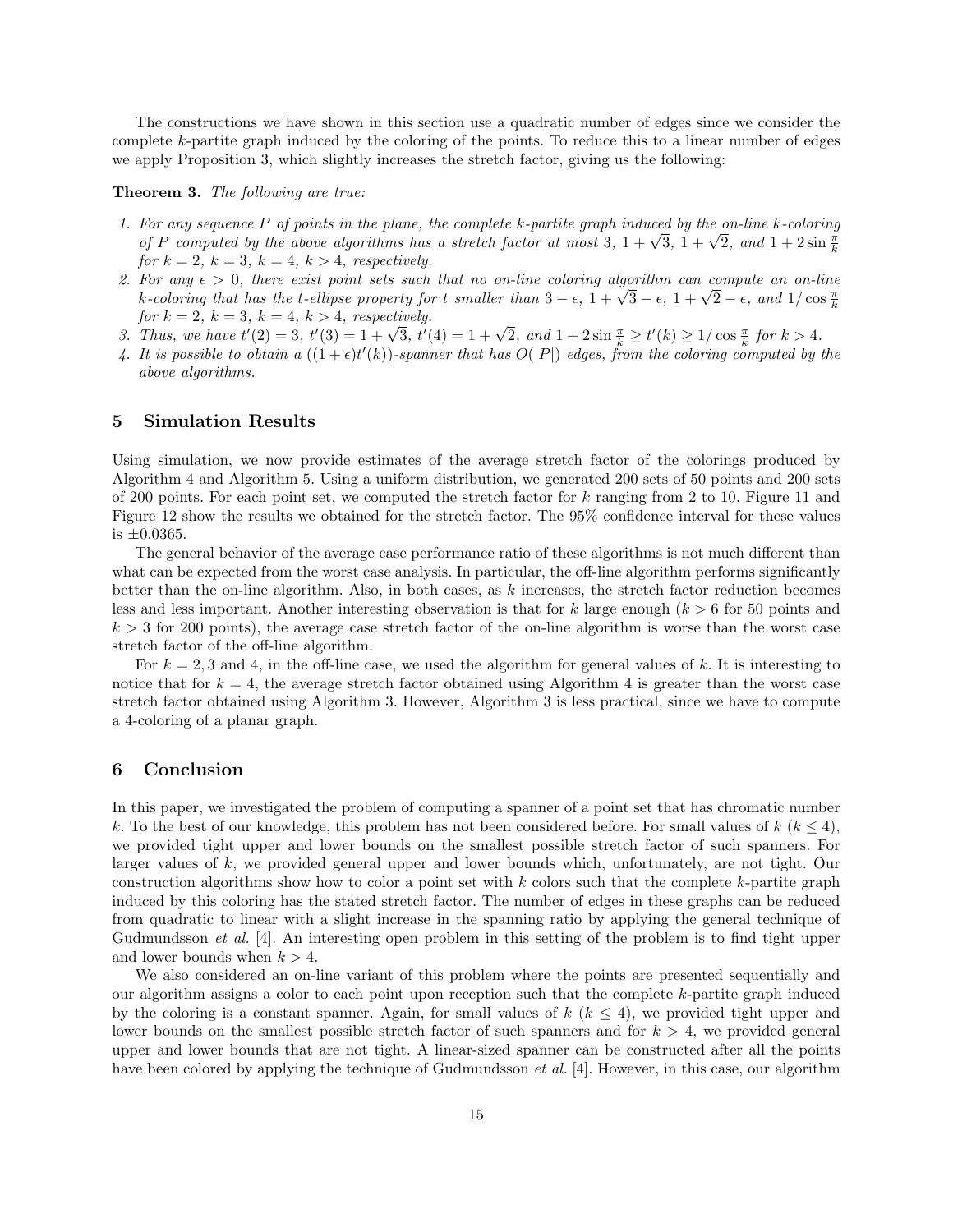The constructions we have shown in this section use a quadratic number of edges since we consider the complete $k$-partite graph induced by the coloring of the points. To reduce this to a linear number of edges we apply Proposition 3, which slightly increases the stretch factor, giving us the following:

**Theorem 3.** *The following are true:*

1. *For any sequence $P$ of points in the plane, the complete $k$-partite graph induced by the on-line $k$-coloring of $P$ computed by the above algorithms has a stretch factor at most 3, $1+\sqrt{3}$, $1+\sqrt{2}$, and $1+2\sin\frac{\pi}{k}$ for $k=2$, $k=3$, $k=4$, $k>4$, respectively.*
2. *For any $\epsilon > 0$, there exist point sets such that no on-line coloring algorithm can compute an on-line $k$-coloring that has the $t$-ellipse property for $t$ smaller than $3-\epsilon$, $1+\sqrt{3}-\epsilon$, $1+\sqrt{2}-\epsilon$, and $1/\cos\frac{\pi}{k}$ for $k=2$, $k=3$, $k=4$, $k>4$, respectively.*
3. *Thus, we have $t'(2)=3$, $t'(3)=1+\sqrt{3}$, $t'(4)=1+\sqrt{2}$, and $1+2\sin\frac{\pi}{k} \geq t'(k) \geq 1/\cos\frac{\pi}{k}$ for $k>4$.*
4. *It is possible to obtain a $((1+\epsilon)t'(k))$-spanner that has $O(|P|)$ edges, from the coloring computed by the above algorithms.*

## 5 Simulation Results

Using simulation, we now provide estimates of the average stretch factor of the colorings produced by Algorithm 4 and Algorithm 5. Using a uniform distribution, we generated 200 sets of 50 points and 200 sets of 200 points. For each point set, we computed the stretch factor for $k$ ranging from 2 to 10. Figure 11 and Figure 12 show the results we obtained for the stretch factor. The 95% confidence interval for these values is $\pm 0.0365$.

The general behavior of the average case performance ratio of these algorithms is not much different than what can be expected from the worst case analysis. In particular, the off-line algorithm performs significantly better than the on-line algorithm. Also, in both cases, as $k$ increases, the stretch factor reduction becomes less and less important. Another interesting observation is that for $k$ large enough ($k>6$ for 50 points and $k>3$ for 200 points), the average case stretch factor of the on-line algorithm is worse than the worst case stretch factor of the off-line algorithm.

For $k=2,3$ and 4, in the off-line case, we used the algorithm for general values of $k$. It is interesting to notice that for $k=4$, the average stretch factor obtained using Algorithm 4 is greater than the worst case stretch factor obtained using Algorithm 3. However, Algorithm 3 is less practical, since we have to compute a 4-coloring of a planar graph.

## 6 Conclusion

In this paper, we investigated the problem of computing a spanner of a point set that has chromatic number $k$. To the best of our knowledge, this problem has not been considered before. For small values of $k$ ($k \leq 4$), we provided tight upper and lower bounds on the smallest possible stretch factor of such spanners. For larger values of $k$, we provided general upper and lower bounds which, unfortunately, are not tight. Our construction algorithms show how to color a point set with $k$ colors such that the complete $k$-partite graph induced by this coloring has the stated stretch factor. The number of edges in these graphs can be reduced from quadratic to linear with a slight increase in the spanning ratio by applying the general technique of Gudmundsson *et al.* [4]. An interesting open problem in this setting of the problem is to find tight upper and lower bounds when $k>4$.

We also considered an on-line variant of this problem where the points are presented sequentially and our algorithm assigns a color to each point upon reception such that the complete $k$-partite graph induced by the coloring is a constant spanner. Again, for small values of $k$ ($k \leq 4$), we provided tight upper and lower bounds on the smallest possible stretch factor of such spanners and for $k>4$, we provided general upper and lower bounds that are not tight. A linear-sized spanner can be constructed after all the points have been colored by applying the technique of Gudmundsson *et al.* [4]. However, in this case, our algorithm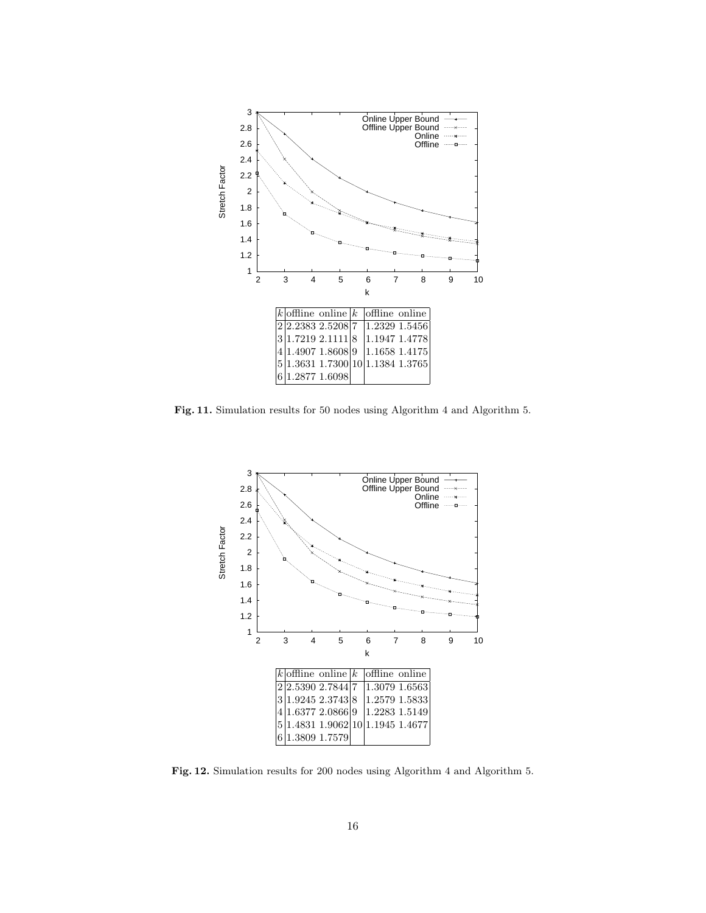| $k$ | offline | online | $k$ | offline | online |
|---|---|---|---|---|---|
| 2 | 2.2383 | 2.5208 | 7 | 1.2329 | 1.5456 |
| 3 | 1.7219 | 2.1111 | 8 | 1.1947 | 1.4778 |
| 4 | 1.4907 | 1.8608 | 9 | 1.1658 | 1.4175 |
| 5 | 1.3631 | 1.7300 | 10 | 1.1384 | 1.3765 |
| 6 | 1.2877 | 1.6098 | | | |

**Fig. 11.** Simulation results for 50 nodes using Algorithm 4 and Algorithm 5.

| $k$ | offline | online | $k$ | offline | online |
|---|---|---|---|---|---|
| 2 | 2.5390 | 2.7844 | 7 | 1.3079 | 1.6563 |
| 3 | 1.9245 | 2.3743 | 8 | 1.2579 | 1.5833 |
| 4 | 1.6377 | 2.0866 | 9 | 1.2283 | 1.5149 |
| 5 | 1.4831 | 1.9062 | 10 | 1.1945 | 1.4677 |
| 6 | 1.3809 | 1.7579 | | | |

**Fig. 12.** Simulation results for 200 nodes using Algorithm 4 and Algorithm 5.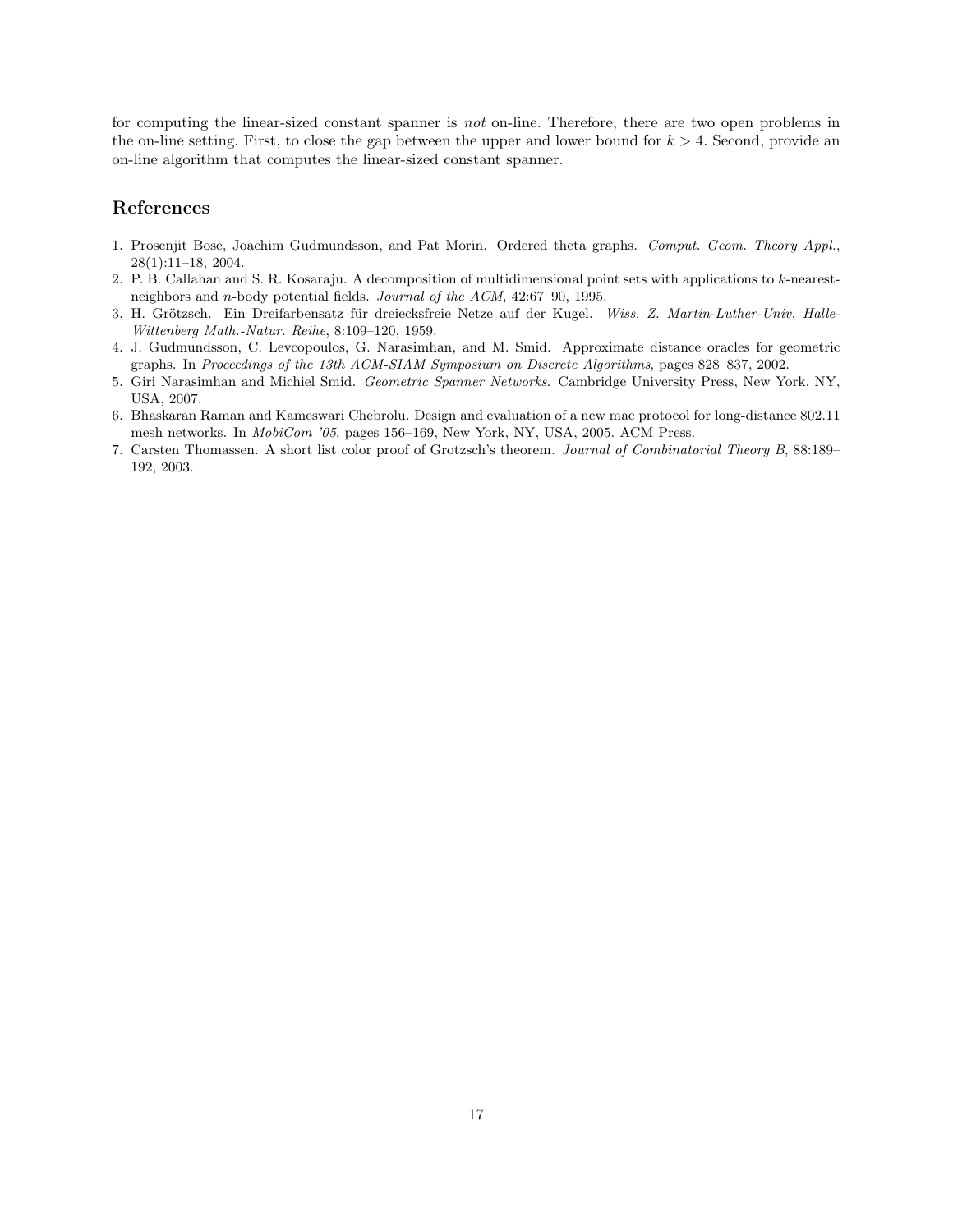for computing the linear-sized constant spanner is *not* on-line. Therefore, there are two open problems in the on-line setting. First, to close the gap between the upper and lower bound for $k > 4$. Second, provide an on-line algorithm that computes the linear-sized constant spanner.

## References

1. Prosenjit Bose, Joachim Gudmundsson, and Pat Morin. Ordered theta graphs. *Comput. Geom. Theory Appl.*, 28(1):11–18, 2004.
2. P. B. Callahan and S. R. Kosaraju. A decomposition of multidimensional point sets with applications to $k$-nearest-neighbors and $n$-body potential fields. *Journal of the ACM*, 42:67–90, 1995.
3. H. Grötzsch. Ein Dreifarbensatz für dreiecksfreie Netze auf der Kugel. *Wiss. Z. Martin-Luther-Univ. Halle-Wittenberg Math.-Natur. Reihe*, 8:109–120, 1959.
4. J. Gudmundsson, C. Levcopoulos, G. Narasimhan, and M. Smid. Approximate distance oracles for geometric graphs. In *Proceedings of the 13th ACM-SIAM Symposium on Discrete Algorithms*, pages 828–837, 2002.
5. Giri Narasimhan and Michiel Smid. *Geometric Spanner Networks*. Cambridge University Press, New York, NY, USA, 2007.
6. Bhaskaran Raman and Kameswari Chebrolu. Design and evaluation of a new mac protocol for long-distance 802.11 mesh networks. In *MobiCom '05*, pages 156–169, New York, NY, USA, 2005. ACM Press.
7. Carsten Thomassen. A short list color proof of Grotzsch's theorem. *Journal of Combinatorial Theory B*, 88:189–192, 2003.